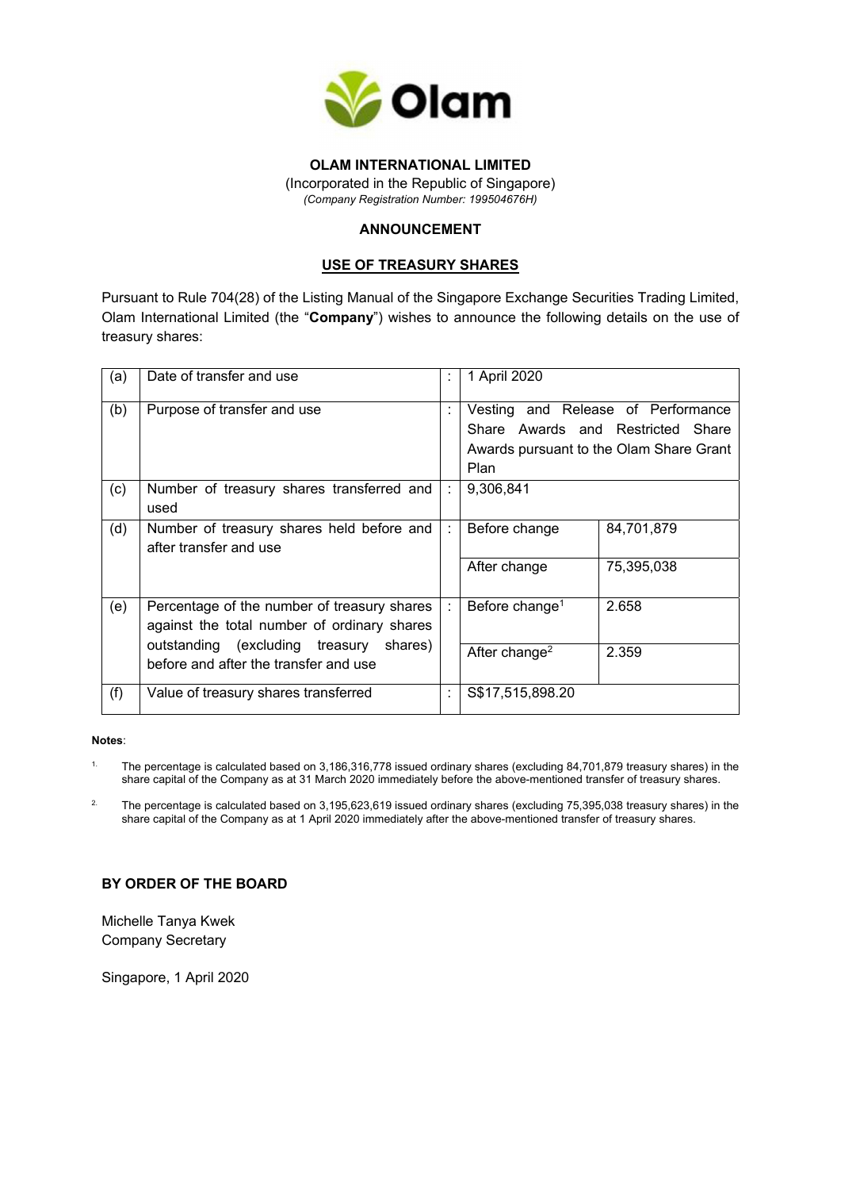**OLAM INTERNATIONAL LIMITED**

(Incorporated in the Republic of Singapore)

*(Company Registration Number: 199504676H)*

**ANNOUNCEMENT**

**USE OF TREASURY SHARES**

Pursuant to Rule 704(28) of the Listing Manual of the Singapore Exchange Securities Trading Limited, Olam International Limited (the "**Company**") wishes to announce the following details on the use of treasury shares:

| | | | | |
|---|---|---|---|---|
| (a) | Date of transfer and use | : | 1 April 2020 | |
| (b) | Purpose of transfer and use | : | Vesting and Release of Performance Share Awards and Restricted Share Awards pursuant to the Olam Share Grant Plan | |
| (c) | Number of treasury shares transferred and used | : | 9,306,841 | |
| (d) | Number of treasury shares held before and after transfer and use | : | Before change | 84,701,879 |
| | | | After change | 75,395,038 |
| (e) | Percentage of the number of treasury shares against the total number of ordinary shares outstanding (excluding treasury shares) before and after the transfer and use | : | Before change[1] | 2.658 |
| | | | After change[2] | 2.359 |
| (f) | Value of treasury shares transferred | : | S$17,515,898.20 | |

**Notes**:

1. The percentage is calculated based on 3,186,316,778 issued ordinary shares (excluding 84,701,879 treasury shares) in the share capital of the Company as at 31 March 2020 immediately before the above-mentioned transfer of treasury shares.

2. The percentage is calculated based on 3,195,623,619 issued ordinary shares (excluding 75,395,038 treasury shares) in the share capital of the Company as at 1 April 2020 immediately after the above-mentioned transfer of treasury shares.

**BY ORDER OF THE BOARD**

Michelle Tanya Kwek
Company Secretary

Singapore, 1 April 2020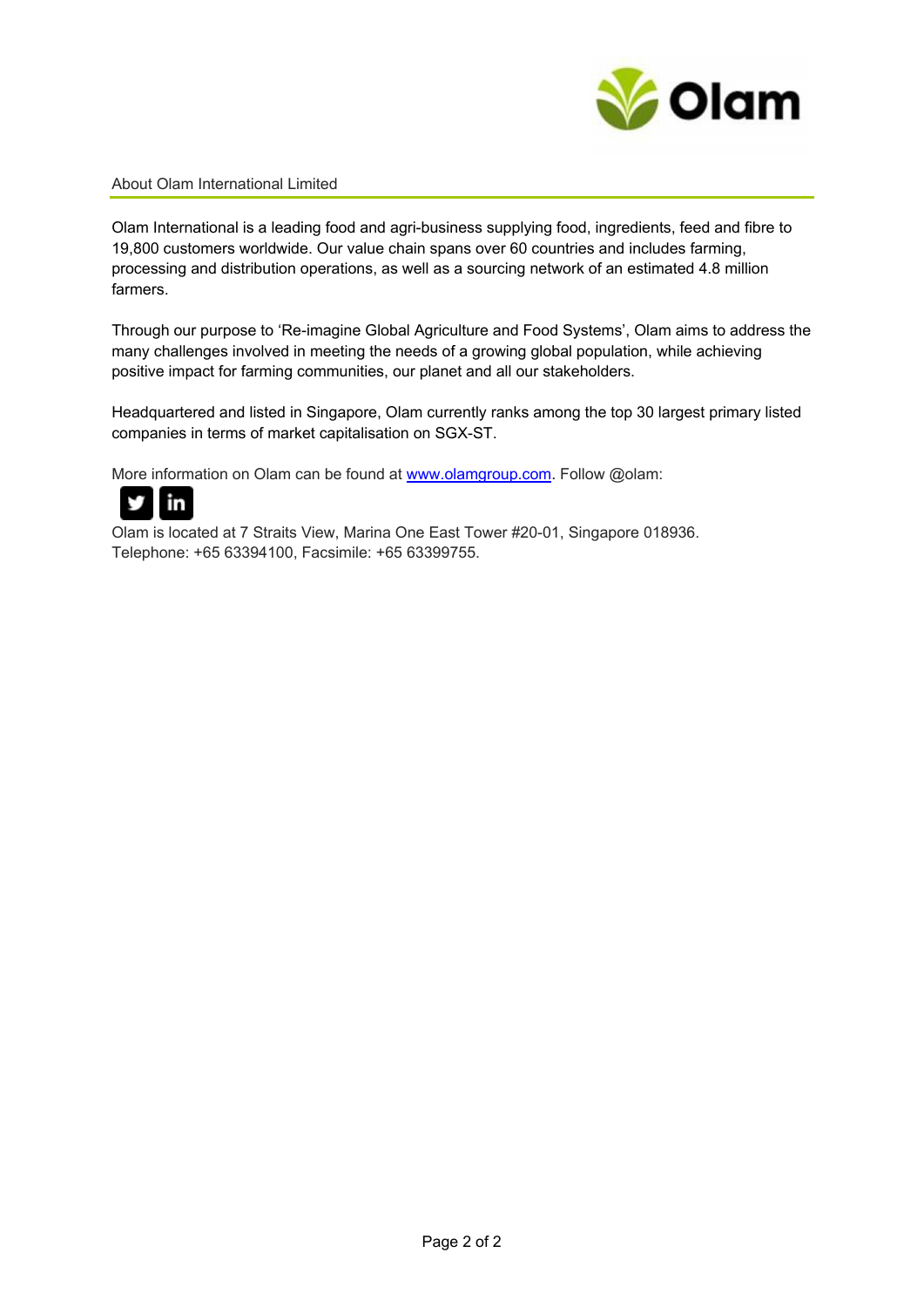## About Olam International Limited

Olam International is a leading food and agri-business supplying food, ingredients, feed and fibre to 19,800 customers worldwide. Our value chain spans over 60 countries and includes farming, processing and distribution operations, as well as a sourcing network of an estimated 4.8 million farmers.

Through our purpose to 'Re-imagine Global Agriculture and Food Systems', Olam aims to address the many challenges involved in meeting the needs of a growing global population, while achieving positive impact for farming communities, our planet and all our stakeholders.

Headquartered and listed in Singapore, Olam currently ranks among the top 30 largest primary listed companies in terms of market capitalisation on SGX-ST.

More information on Olam can be found at [www.olamgroup.com](http://www.olamgroup.com). Follow @olam:

Olam is located at 7 Straits View, Marina One East Tower #20-01, Singapore 018936.
Telephone: +65 63394100, Facsimile: +65 63399755.